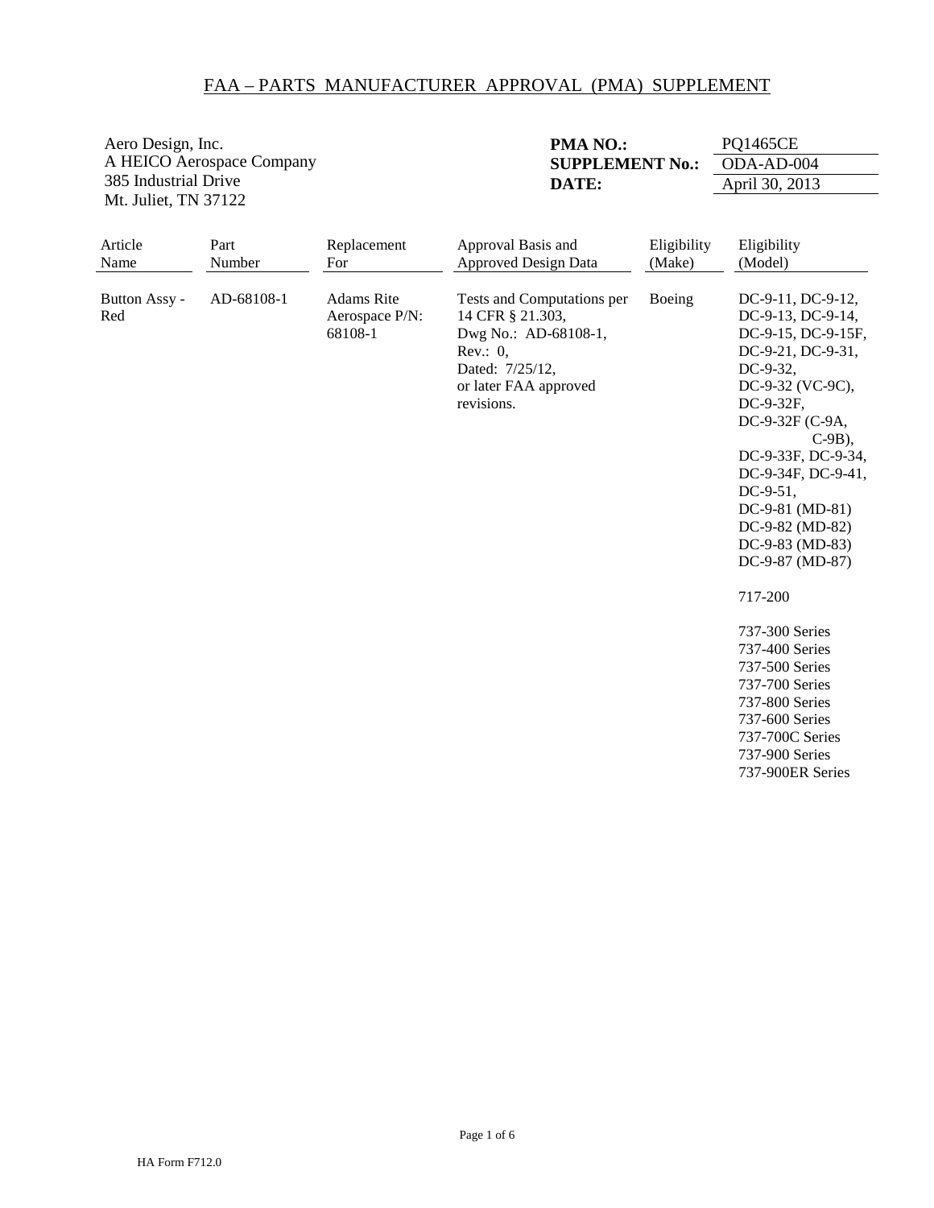# FAA – PARTS MANUFACTURER APPROVAL (PMA) SUPPLEMENT

Aero Design, Inc.
A HEICO Aerospace Company
385 Industrial Drive
Mt. Juliet, TN 37122

**PMA NO.:** PQ1465CE
**SUPPLEMENT No.:** ODA-AD-004
**DATE:** April 30, 2013

| Article Name | Part Number | Replacement For | Approval Basis and Approved Design Data | Eligibility (Make) | Eligibility (Model) |
|---|---|---|---|---|---|
| Button Assy - Red | AD-68108-1 | Adams Rite Aerospace P/N: 68108-1 | Tests and Computations per 14 CFR § 21.303, Dwg No.: AD-68108-1, Rev.: 0, Dated: 7/25/12, or later FAA approved revisions. | Boeing | DC-9-11, DC-9-12, DC-9-13, DC-9-14, DC-9-15, DC-9-15F, DC-9-21, DC-9-31, DC-9-32, DC-9-32 (VC-9C), DC-9-32F, DC-9-32F (C-9A, C-9B), DC-9-33F, DC-9-34, DC-9-34F, DC-9-41, DC-9-51, DC-9-81 (MD-81) DC-9-82 (MD-82) DC-9-83 (MD-83) DC-9-87 (MD-87)<br><br>717-200<br><br>737-300 Series<br>737-400 Series<br>737-500 Series<br>737-700 Series<br>737-800 Series<br>737-600 Series<br>737-700C Series<br>737-900 Series<br>737-900ER Series |

HA Form F712.0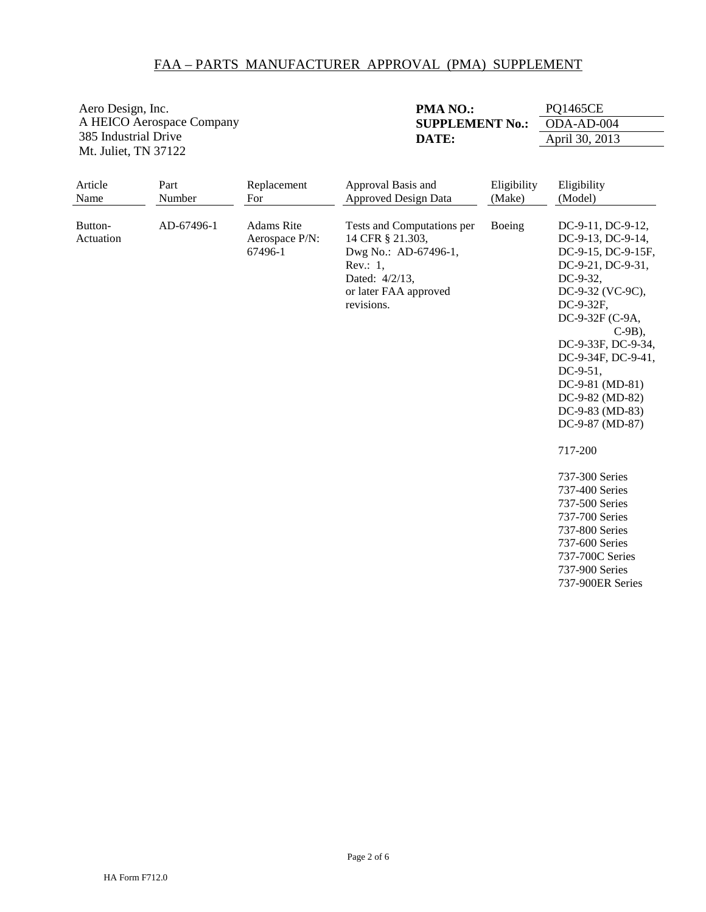## FAA – PARTS MANUFACTURER APPROVAL (PMA) SUPPLEMENT

Aero Design, Inc.
A HEICO Aerospace Company
385 Industrial Drive
Mt. Juliet, TN 37122

**PMA NO.:** PQ1465CE
**SUPPLEMENT No.:** ODA-AD-004
**DATE:** April 30, 2013

| Article Name | Part Number | Replacement For | Approval Basis and Approved Design Data | Eligibility (Make) | Eligibility (Model) |
|---|---|---|---|---|---|
| Button-Actuation | AD-67496-1 | Adams Rite Aerospace P/N: 67496-1 | Tests and Computations per 14 CFR § 21.303, Dwg No.: AD-67496-1, Rev.: 1, Dated: 4/2/13, or later FAA approved revisions. | Boeing | DC-9-11, DC-9-12, DC-9-13, DC-9-14, DC-9-15, DC-9-15F, DC-9-21, DC-9-31, DC-9-32, DC-9-32 (VC-9C), DC-9-32F, DC-9-32F (C-9A, C-9B), DC-9-33F, DC-9-34, DC-9-34F, DC-9-41, DC-9-51, DC-9-81 (MD-81) DC-9-82 (MD-82) DC-9-83 (MD-83) DC-9-87 (MD-87)<br><br>717-200<br><br>737-300 Series<br>737-400 Series<br>737-500 Series<br>737-700 Series<br>737-800 Series<br>737-600 Series<br>737-700C Series<br>737-900 Series<br>737-900ER Series |

HA Form F712.0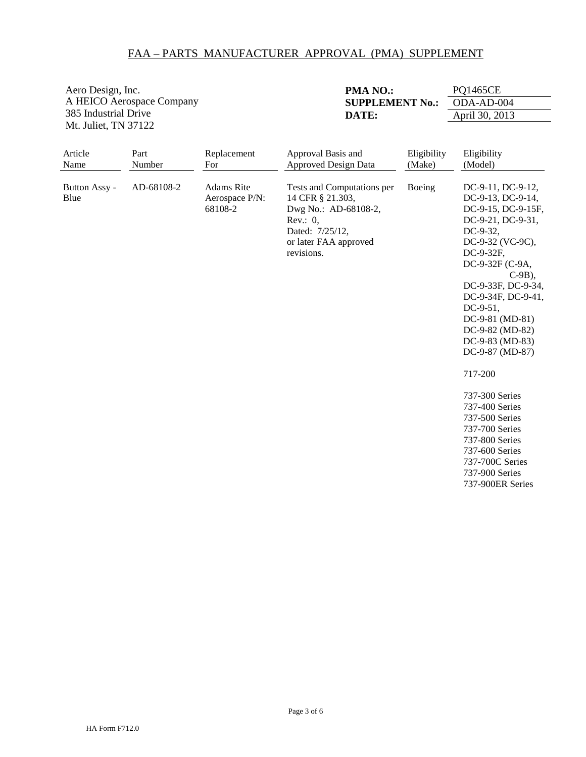# FAA – PARTS MANUFACTURER APPROVAL (PMA) SUPPLEMENT

Aero Design, Inc.
A HEICO Aerospace Company
385 Industrial Drive
Mt. Juliet, TN 37122

**PMA NO.:** PQ1465CE
**SUPPLEMENT No.:** ODA-AD-004
**DATE:** April 30, 2013

| Article Name | Part Number | Replacement For | Approval Basis and Approved Design Data | Eligibility (Make) | Eligibility (Model) |
|---|---|---|---|---|---|
| Button Assy - Blue | AD-68108-2 | Adams Rite Aerospace P/N: 68108-2 | Tests and Computations per 14 CFR § 21.303, Dwg No.: AD-68108-2, Rev.: 0, Dated: 7/25/12, or later FAA approved revisions. | Boeing | DC-9-11, DC-9-12, DC-9-13, DC-9-14, DC-9-15, DC-9-15F, DC-9-21, DC-9-31, DC-9-32, DC-9-32 (VC-9C), DC-9-32F, DC-9-32F (C-9A, C-9B), DC-9-33F, DC-9-34, DC-9-34F, DC-9-41, DC-9-51, DC-9-81 (MD-81) DC-9-82 (MD-82) DC-9-83 (MD-83) DC-9-87 (MD-87)<br><br>717-200<br><br>737-300 Series<br>737-400 Series<br>737-500 Series<br>737-700 Series<br>737-800 Series<br>737-600 Series<br>737-700C Series<br>737-900 Series<br>737-900ER Series |

HA Form F712.0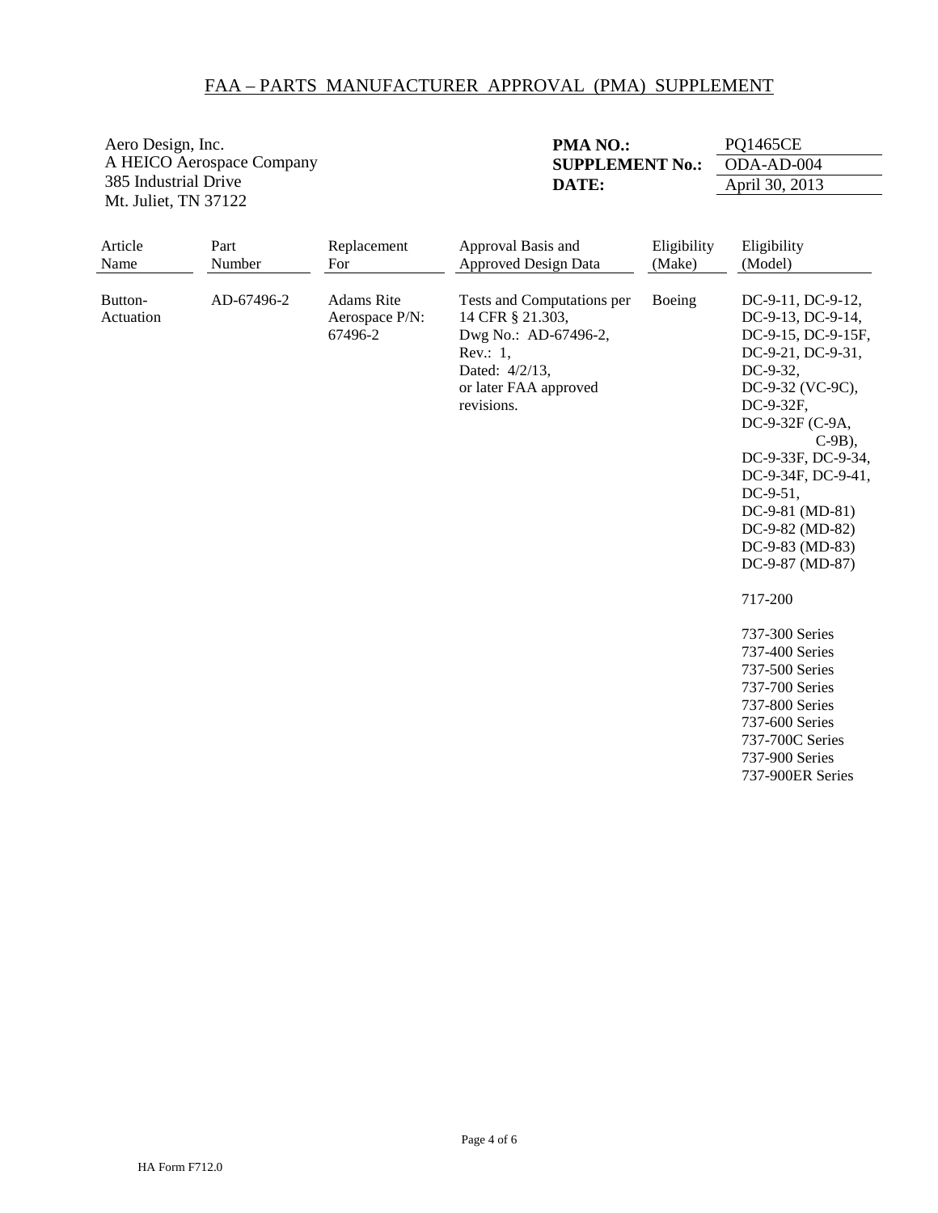# FAA – PARTS MANUFACTURER APPROVAL (PMA) SUPPLEMENT

Aero Design, Inc.
A HEICO Aerospace Company
385 Industrial Drive
Mt. Juliet, TN 37122

**PMA NO.:** PQ1465CE
**SUPPLEMENT No.:** ODA-AD-004
**DATE:** April 30, 2013

| Article Name | Part Number | Replacement For | Approval Basis and Approved Design Data | Eligibility (Make) | Eligibility (Model) |
|---|---|---|---|---|---|
| Button-Actuation | AD-67496-2 | Adams Rite Aerospace P/N: 67496-2 | Tests and Computations per 14 CFR § 21.303, Dwg No.: AD-67496-2, Rev.: 1, Dated: 4/2/13, or later FAA approved revisions. | Boeing | DC-9-11, DC-9-12, DC-9-13, DC-9-14, DC-9-15, DC-9-15F, DC-9-21, DC-9-31, DC-9-32, DC-9-32 (VC-9C), DC-9-32F, DC-9-32F (C-9A, C-9B), DC-9-33F, DC-9-34, DC-9-34F, DC-9-41, DC-9-51, DC-9-81 (MD-81) DC-9-82 (MD-82) DC-9-83 (MD-83) DC-9-87 (MD-87)<br><br>717-200<br><br>737-300 Series<br>737-400 Series<br>737-500 Series<br>737-700 Series<br>737-800 Series<br>737-600 Series<br>737-700C Series<br>737-900 Series<br>737-900ER Series |

HA Form F712.0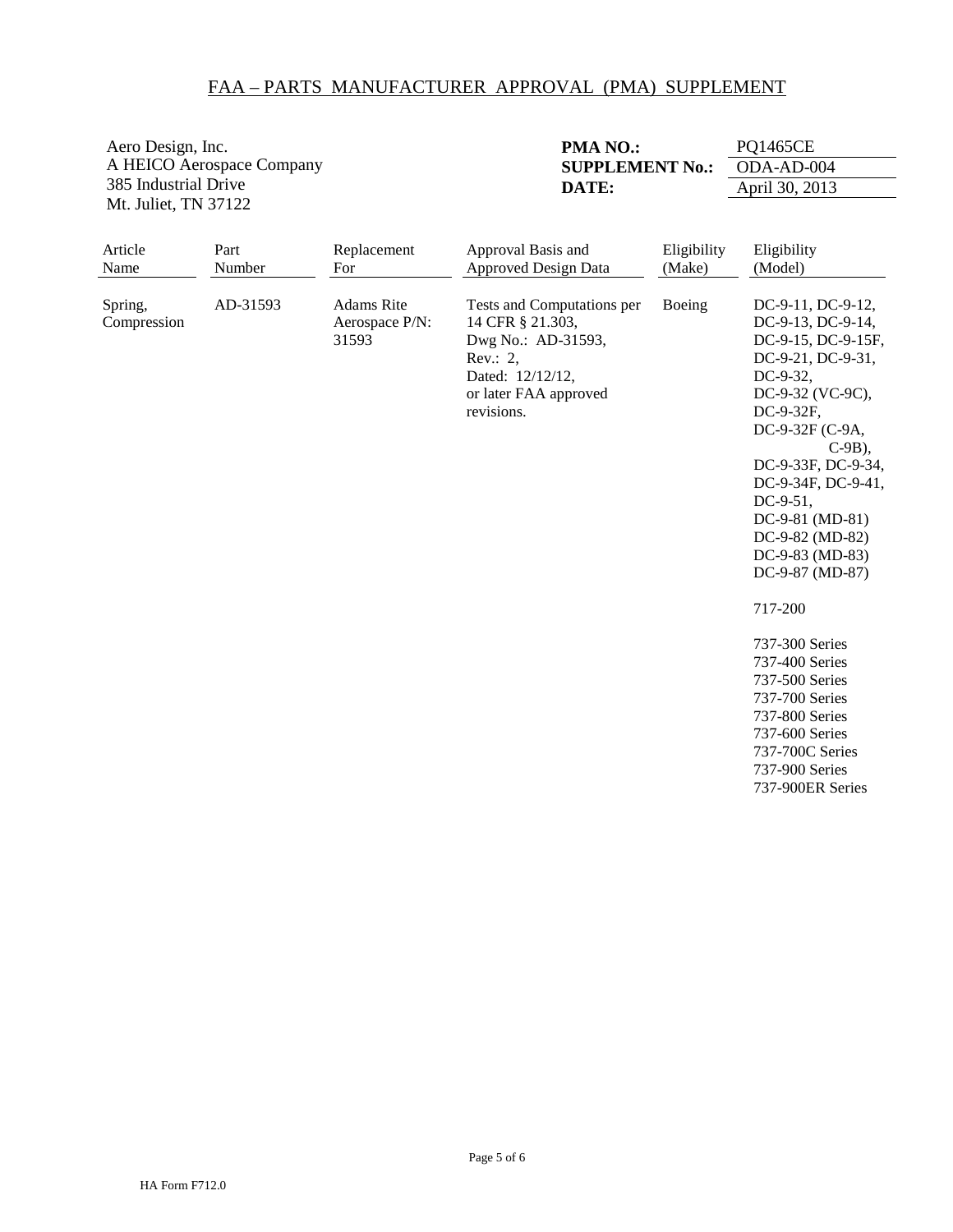# FAA – PARTS MANUFACTURER APPROVAL (PMA) SUPPLEMENT

Aero Design, Inc.
A HEICO Aerospace Company
385 Industrial Drive
Mt. Juliet, TN 37122

**PMA NO.:** PQ1465CE
**SUPPLEMENT No.:** ODA-AD-004
**DATE:** April 30, 2013

| Article Name | Part Number | Replacement For | Approval Basis and Approved Design Data | Eligibility (Make) | Eligibility (Model) |
|---|---|---|---|---|---|
| Spring, Compression | AD-31593 | Adams Rite Aerospace P/N: 31593 | Tests and Computations per 14 CFR § 21.303, Dwg No.: AD-31593, Rev.: 2, Dated: 12/12/12, or later FAA approved revisions. | Boeing | DC-9-11, DC-9-12, DC-9-13, DC-9-14, DC-9-15, DC-9-15F, DC-9-21, DC-9-31, DC-9-32, DC-9-32 (VC-9C), DC-9-32F, DC-9-32F (C-9A, C-9B), DC-9-33F, DC-9-34, DC-9-34F, DC-9-41, DC-9-51, DC-9-81 (MD-81) DC-9-82 (MD-82) DC-9-83 (MD-83) DC-9-87 (MD-87)<br><br>717-200<br><br>737-300 Series<br>737-400 Series<br>737-500 Series<br>737-700 Series<br>737-800 Series<br>737-600 Series<br>737-700C Series<br>737-900 Series<br>737-900ER Series |

HA Form F712.0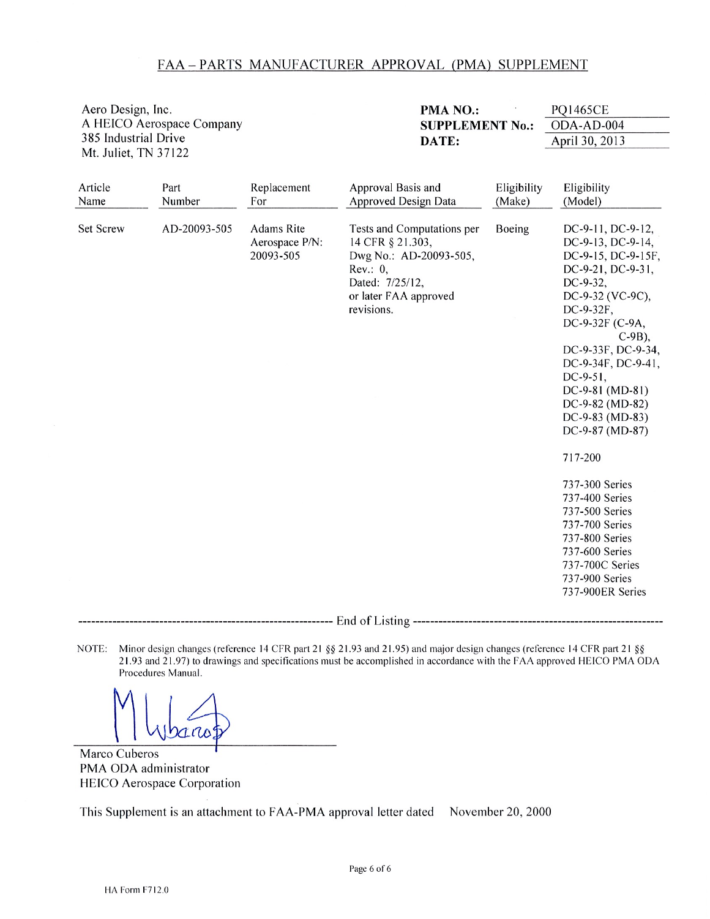# FAA – PARTS MANUFACTURER APPROVAL (PMA) SUPPLEMENT

Aero Design, Inc.
A HEICO Aerospace Company
385 Industrial Drive
Mt. Juliet, TN 37122

**PMA NO.:** PQ1465CE
**SUPPLEMENT No.:** ODA-AD-004
**DATE:** April 30, 2013

| Article Name | Part Number | Replacement For | Approval Basis and Approved Design Data | Eligibility (Make) | Eligibility (Model) |
|---|---|---|---|---|---|
| Set Screw | AD-20093-505 | Adams Rite Aerospace P/N: 20093-505 | Tests and Computations per 14 CFR § 21.303, Dwg No.: AD-20093-505, Rev.: 0, Dated: 7/25/12, or later FAA approved revisions. | Boeing | DC-9-11, DC-9-12, DC-9-13, DC-9-14, DC-9-15, DC-9-15F, DC-9-21, DC-9-31, DC-9-32, DC-9-32 (VC-9C), DC-9-32F, DC-9-32F (C-9A, C-9B), DC-9-33F, DC-9-34, DC-9-34F, DC-9-41, DC-9-51, DC-9-81 (MD-81) DC-9-82 (MD-82) DC-9-83 (MD-83) DC-9-87 (MD-87)<br><br>717-200<br><br>737-300 Series<br>737-400 Series<br>737-500 Series<br>737-700 Series<br>737-800 Series<br>737-600 Series<br>737-700C Series<br>737-900 Series<br>737-900ER Series |

------------------------------------------------------------ End of Listing ------------------------------------------------------------

NOTE: Minor design changes (reference 14 CFR part 21 §§ 21.93 and 21.95) and major design changes (reference 14 CFR part 21 §§ 21.93 and 21.97) to drawings and specifications must be accomplished in accordance with the FAA approved HEICO PMA ODA Procedures Manual.

Marco Cuberos
PMA ODA administrator
HEICO Aerospace Corporation

This Supplement is an attachment to FAA-PMA approval letter dated November 20, 2000

HA Form F712.0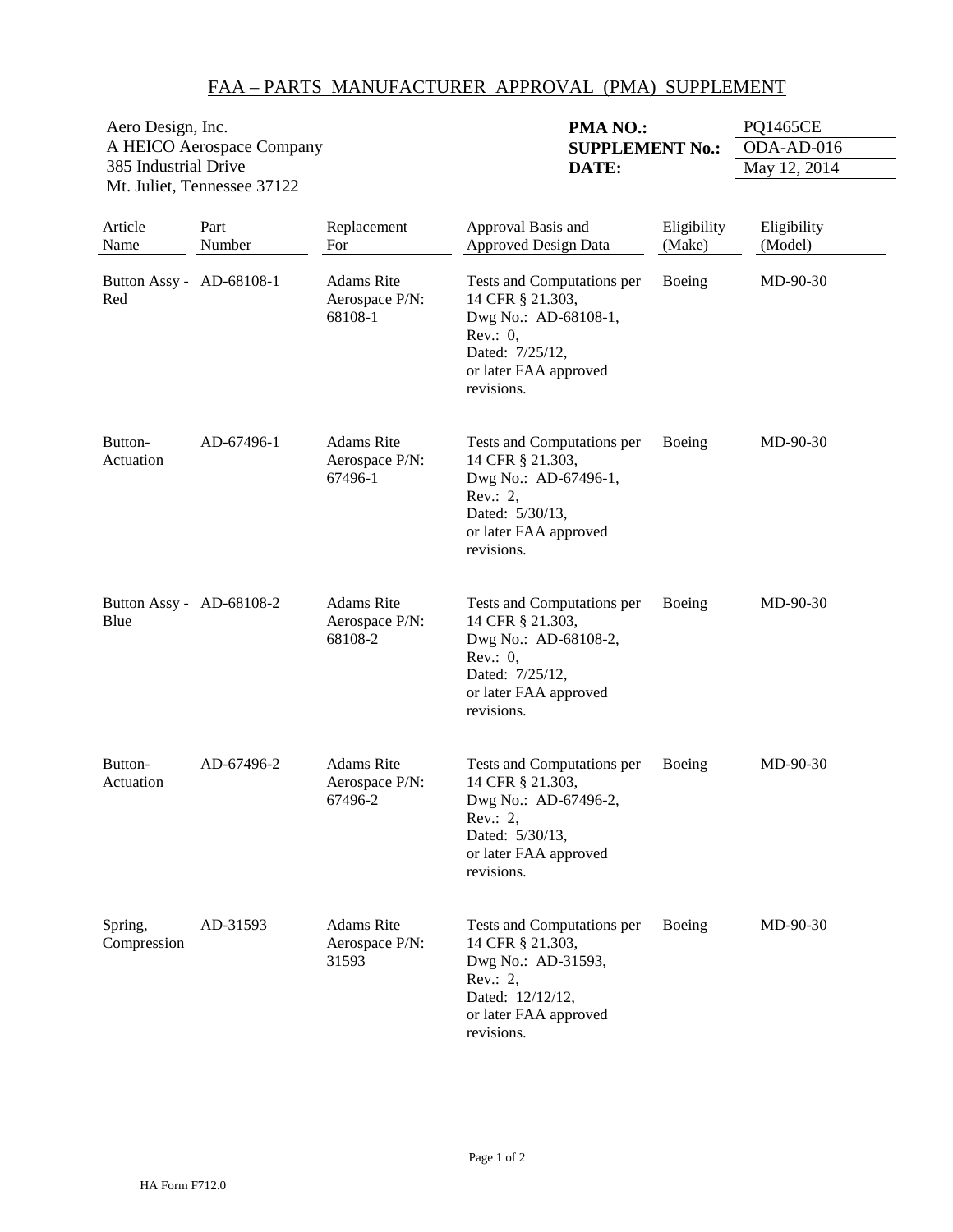# FAA – PARTS MANUFACTURER APPROVAL (PMA) SUPPLEMENT

Aero Design, Inc.
A HEICO Aerospace Company
385 Industrial Drive
Mt. Juliet, Tennessee 37122

**PMA NO.:** PQ1465CE
**SUPPLEMENT No.:** ODA-AD-016
**DATE:** May 12, 2014

| Article Name | Part Number | Replacement For | Approval Basis and Approved Design Data | Eligibility (Make) | Eligibility (Model) |
|---|---|---|---|---|---|
| Button Assy - Red | AD-68108-1 | Adams Rite Aerospace P/N: 68108-1 | Tests and Computations per 14 CFR § 21.303, Dwg No.: AD-68108-1, Rev.: 0, Dated: 7/25/12, or later FAA approved revisions. | Boeing | MD-90-30 |
| Button-Actuation | AD-67496-1 | Adams Rite Aerospace P/N: 67496-1 | Tests and Computations per 14 CFR § 21.303, Dwg No.: AD-67496-1, Rev.: 2, Dated: 5/30/13, or later FAA approved revisions. | Boeing | MD-90-30 |
| Button Assy - Blue | AD-68108-2 | Adams Rite Aerospace P/N: 68108-2 | Tests and Computations per 14 CFR § 21.303, Dwg No.: AD-68108-2, Rev.: 0, Dated: 7/25/12, or later FAA approved revisions. | Boeing | MD-90-30 |
| Button-Actuation | AD-67496-2 | Adams Rite Aerospace P/N: 67496-2 | Tests and Computations per 14 CFR § 21.303, Dwg No.: AD-67496-2, Rev.: 2, Dated: 5/30/13, or later FAA approved revisions. | Boeing | MD-90-30 |
| Spring, Compression | AD-31593 | Adams Rite Aerospace P/N: 31593 | Tests and Computations per 14 CFR § 21.303, Dwg No.: AD-31593, Rev.: 2, Dated: 12/12/12, or later FAA approved revisions. | Boeing | MD-90-30 |

HA Form F712.0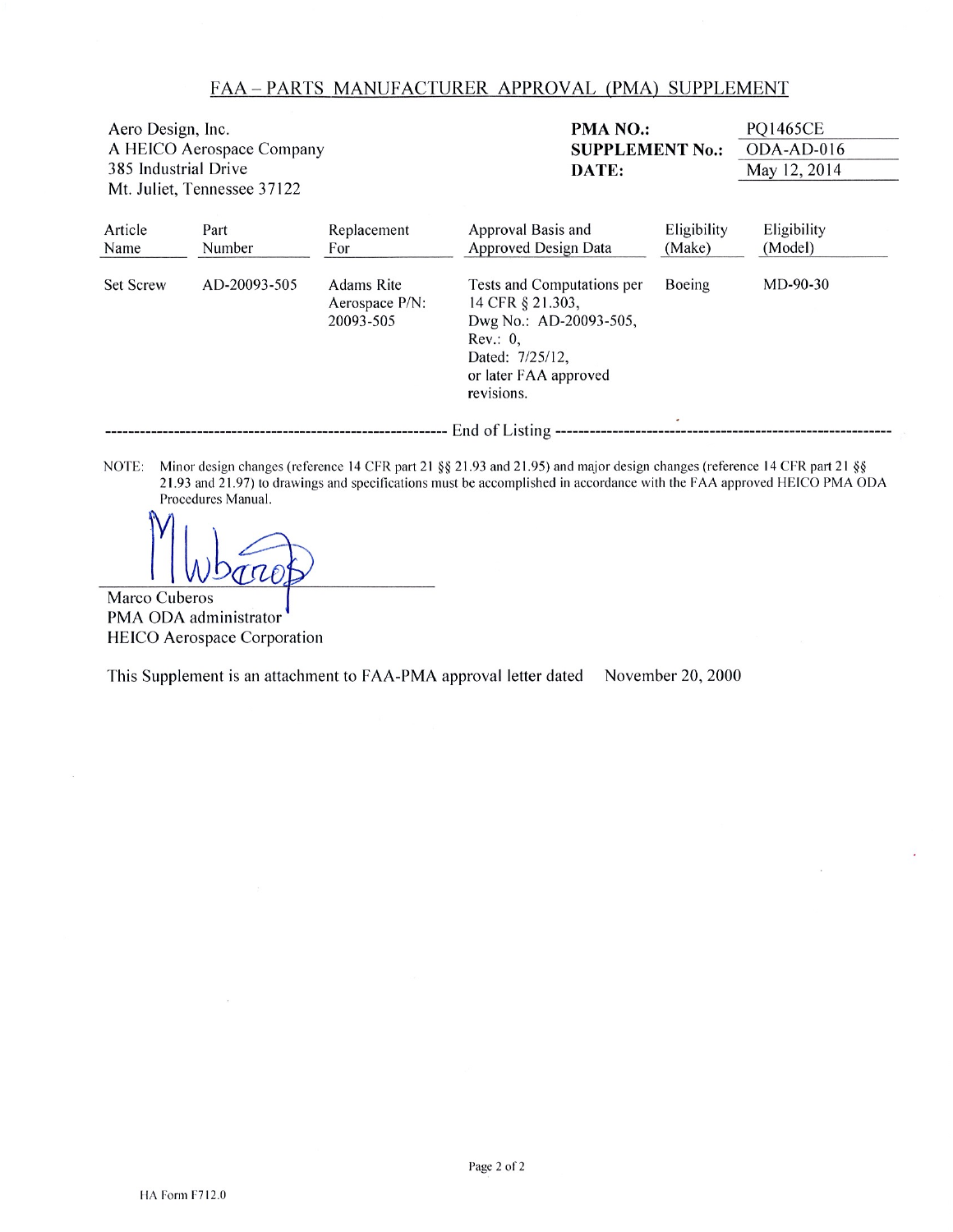# FAA – PARTS MANUFACTURER APPROVAL (PMA) SUPPLEMENT

Aero Design, Inc.
A HEICO Aerospace Company
385 Industrial Drive
Mt. Juliet, Tennessee 37122

**PMA NO.:** PQ1465CE
**SUPPLEMENT No.:** ODA-AD-016
**DATE:** May 12, 2014

| Article Name | Part Number | Replacement For | Approval Basis and Approved Design Data | Eligibility (Make) | Eligibility (Model) |
|---|---|---|---|---|---|
| Set Screw | AD-20093-505 | Adams Rite Aerospace P/N: 20093-505 | Tests and Computations per 14 CFR § 21.303, Dwg No.: AD-20093-505, Rev.: 0, Dated: 7/25/12, or later FAA approved revisions. | Boeing | MD-90-30 |

------------------------------------------------------------ End of Listing ------------------------------------------------------------

NOTE: Minor design changes (reference 14 CFR part 21 §§ 21.93 and 21.95) and major design changes (reference 14 CFR part 21 §§ 21.93 and 21.97) to drawings and specifications must be accomplished in accordance with the FAA approved HEICO PMA ODA Procedures Manual.

Marco Cuberos
PMA ODA administrator
HEICO Aerospace Corporation

This Supplement is an attachment to FAA-PMA approval letter dated November 20, 2000

HA Form F712.0